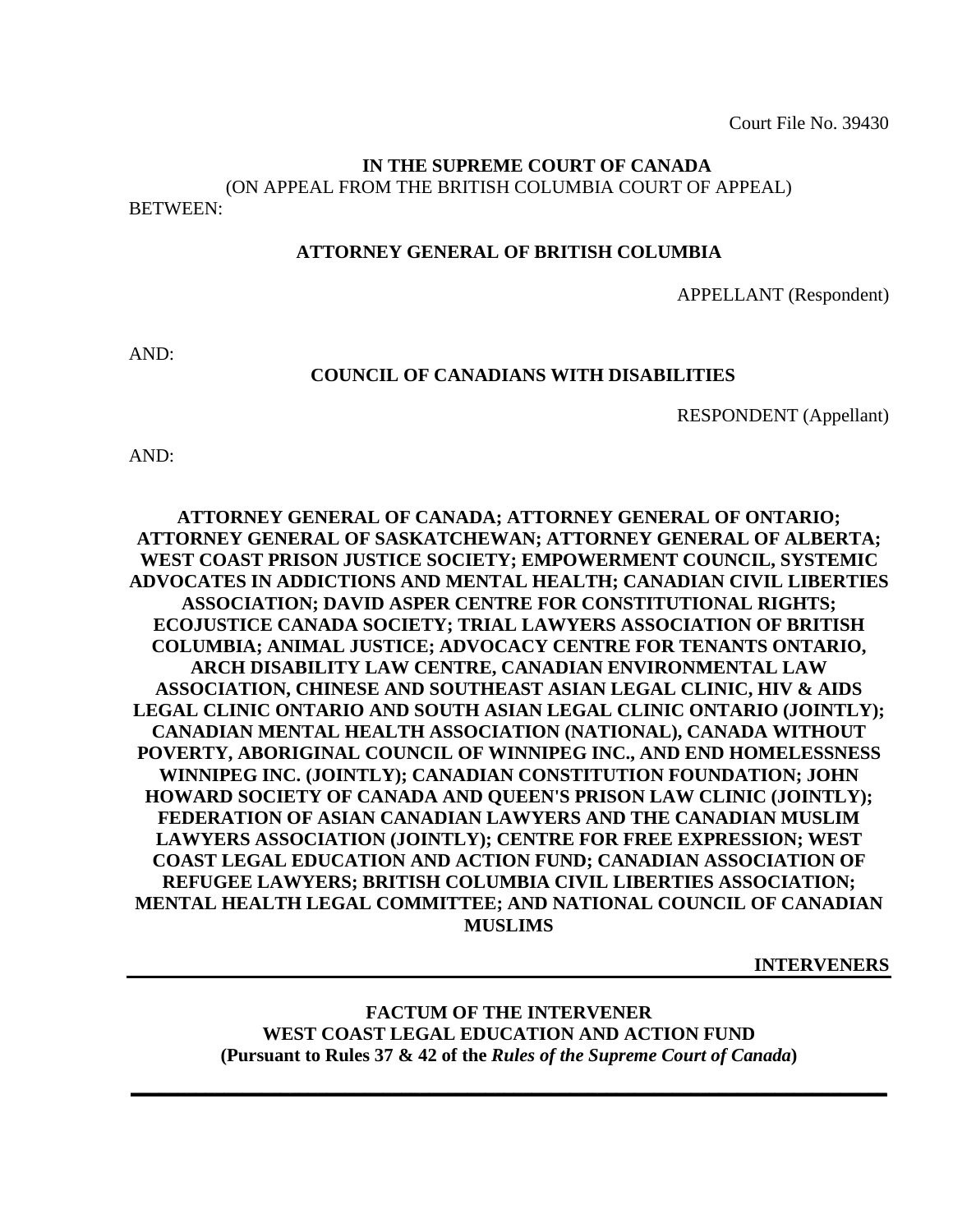Court File No. 39430

**IN THE SUPREME COURT OF CANADA**
(ON APPEAL FROM THE BRITISH COLUMBIA COURT OF APPEAL)

BETWEEN:

**ATTORNEY GENERAL OF BRITISH COLUMBIA**

APPELLANT (Respondent)

AND:

**COUNCIL OF CANADIANS WITH DISABILITIES**

RESPONDENT (Appellant)

AND:

**ATTORNEY GENERAL OF CANADA; ATTORNEY GENERAL OF ONTARIO; ATTORNEY GENERAL OF SASKATCHEWAN; ATTORNEY GENERAL OF ALBERTA; WEST COAST PRISON JUSTICE SOCIETY; EMPOWERMENT COUNCIL, SYSTEMIC ADVOCATES IN ADDICTIONS AND MENTAL HEALTH; CANADIAN CIVIL LIBERTIES ASSOCIATION; DAVID ASPER CENTRE FOR CONSTITUTIONAL RIGHTS; ECOJUSTICE CANADA SOCIETY; TRIAL LAWYERS ASSOCIATION OF BRITISH COLUMBIA; ANIMAL JUSTICE; ADVOCACY CENTRE FOR TENANTS ONTARIO, ARCH DISABILITY LAW CENTRE, CANADIAN ENVIRONMENTAL LAW ASSOCIATION, CHINESE AND SOUTHEAST ASIAN LEGAL CLINIC, HIV & AIDS LEGAL CLINIC ONTARIO AND SOUTH ASIAN LEGAL CLINIC ONTARIO (JOINTLY); CANADIAN MENTAL HEALTH ASSOCIATION (NATIONAL), CANADA WITHOUT POVERTY, ABORIGINAL COUNCIL OF WINNIPEG INC., AND END HOMELESSNESS WINNIPEG INC. (JOINTLY); CANADIAN CONSTITUTION FOUNDATION; JOHN HOWARD SOCIETY OF CANADA AND QUEEN'S PRISON LAW CLINIC (JOINTLY); FEDERATION OF ASIAN CANADIAN LAWYERS AND THE CANADIAN MUSLIM LAWYERS ASSOCIATION (JOINTLY); CENTRE FOR FREE EXPRESSION; WEST COAST LEGAL EDUCATION AND ACTION FUND; CANADIAN ASSOCIATION OF REFUGEE LAWYERS; BRITISH COLUMBIA CIVIL LIBERTIES ASSOCIATION; MENTAL HEALTH LEGAL COMMITTEE; AND NATIONAL COUNCIL OF CANADIAN MUSLIMS**

**INTERVENERS**

---

**FACTUM OF THE INTERVENER**
**WEST COAST LEGAL EDUCATION AND ACTION FUND**
**(Pursuant to Rules 37 & 42 of the *Rules of the Supreme Court of Canada*)**

---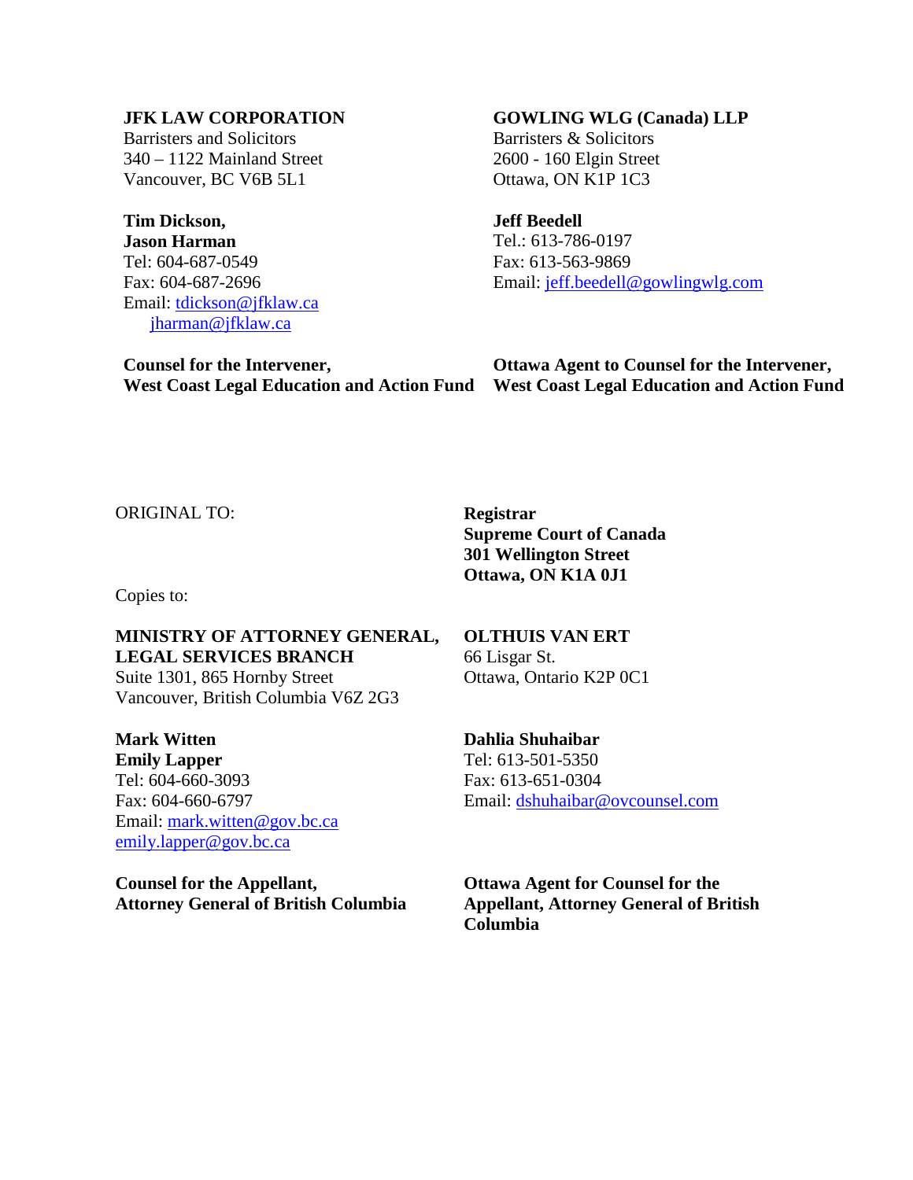**JFK LAW CORPORATION**
Barristers and Solicitors
340 – 1122 Mainland Street
Vancouver, BC V6B 5L1

**Tim Dickson,**
**Jason Harman**
Tel: 604-687-0549
Fax: 604-687-2696
Email: tdickson@jfklaw.ca
jharman@jfklaw.ca

**Counsel for the Intervener,**
**West Coast Legal Education and Action Fund**

**GOWLING WLG (Canada) LLP**
Barristers & Solicitors
2600 - 160 Elgin Street
Ottawa, ON K1P 1C3

**Jeff Beedell**
Tel.: 613-786-0197
Fax: 613-563-9869
Email: jeff.beedell@gowlingwlg.com

**Ottawa Agent to Counsel for the Intervener,**
**West Coast Legal Education and Action Fund**

ORIGINAL TO:

**Registrar**
**Supreme Court of Canada**
**301 Wellington Street**
**Ottawa, ON K1A 0J1**

Copies to:

**MINISTRY OF ATTORNEY GENERAL,**
**LEGAL SERVICES BRANCH**
Suite 1301, 865 Hornby Street
Vancouver, British Columbia V6Z 2G3

**Mark Witten**
**Emily Lapper**
Tel: 604-660-3093
Fax: 604-660-6797
Email: mark.witten@gov.bc.ca
emily.lapper@gov.bc.ca

**Counsel for the Appellant,**
**Attorney General of British Columbia**

**OLTHUIS VAN ERT**
66 Lisgar St.
Ottawa, Ontario K2P 0C1

**Dahlia Shuhaibar**
Tel: 613-501-5350
Fax: 613-651-0304
Email: dshuhaibar@ovcounsel.com

**Ottawa Agent for Counsel for the Appellant, Attorney General of British Columbia**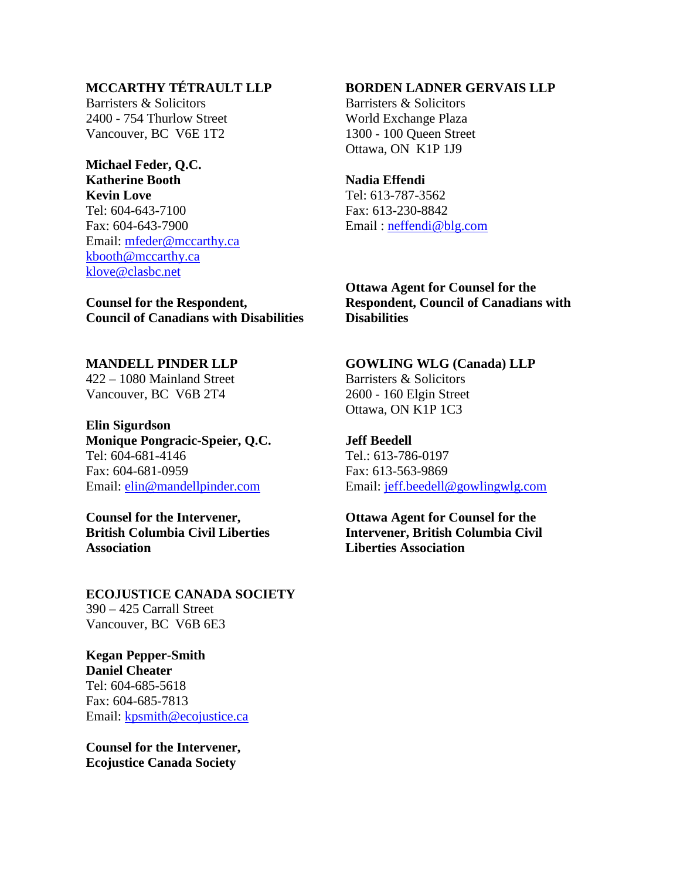**MCCARTHY TÉTRAULT LLP**
Barristers & Solicitors
2400 - 754 Thurlow Street
Vancouver, BC V6E 1T2

**Michael Feder, Q.C.**
**Katherine Booth**
**Kevin Love**
Tel: 604-643-7100
Fax: 604-643-7900
Email: mfeder@mccarthy.ca
kbooth@mccarthy.ca
klove@clasbc.net

**Counsel for the Respondent, Council of Canadians with Disabilities**

**BORDEN LADNER GERVAIS LLP**
Barristers & Solicitors
World Exchange Plaza
1300 - 100 Queen Street
Ottawa, ON K1P 1J9

**Nadia Effendi**
Tel: 613-787-3562
Fax: 613-230-8842
Email : neffendi@blg.com

**Ottawa Agent for Counsel for the Respondent, Council of Canadians with Disabilities**

**MANDELL PINDER LLP**
422 – 1080 Mainland Street
Vancouver, BC V6B 2T4

**Elin Sigurdson**
**Monique Pongracic-Speier, Q.C.**
Tel: 604-681-4146
Fax: 604-681-0959
Email: elin@mandellpinder.com

**Counsel for the Intervener, British Columbia Civil Liberties Association**

**GOWLING WLG (Canada) LLP**
Barristers & Solicitors
2600 - 160 Elgin Street
Ottawa, ON K1P 1C3

**Jeff Beedell**
Tel.: 613-786-0197
Fax: 613-563-9869
Email: jeff.beedell@gowlingwlg.com

**Ottawa Agent for Counsel for the Intervener, British Columbia Civil Liberties Association**

**ECOJUSTICE CANADA SOCIETY**
390 – 425 Carrall Street
Vancouver, BC V6B 6E3

**Kegan Pepper-Smith**
**Daniel Cheater**
Tel: 604-685-5618
Fax: 604-685-7813
Email: kpsmith@ecojustice.ca

**Counsel for the Intervener, Ecojustice Canada Society**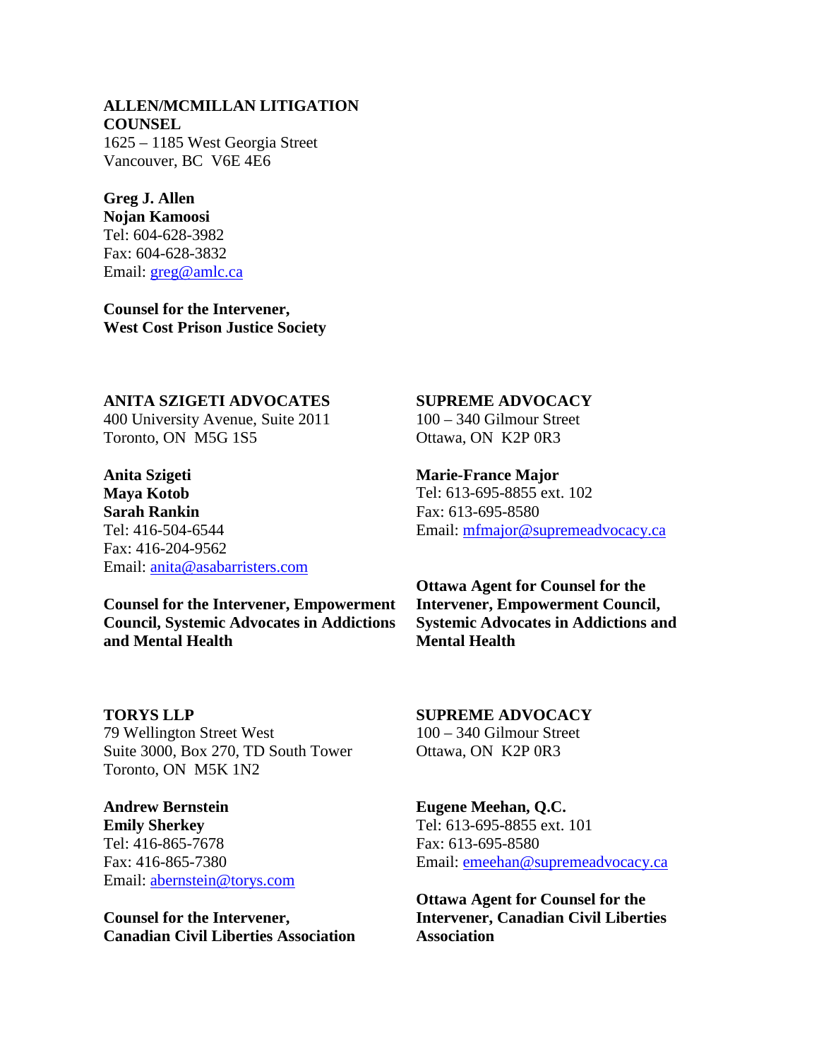**ALLEN/MCMILLAN LITIGATION COUNSEL**
1625 – 1185 West Georgia Street
Vancouver, BC V6E 4E6

**Greg J. Allen**
**Nojan Kamoosi**
Tel: 604-628-3982
Fax: 604-628-3832
Email: greg@amlc.ca

**Counsel for the Intervener, West Cost Prison Justice Society**

**ANITA SZIGETI ADVOCATES**
400 University Avenue, Suite 2011
Toronto, ON M5G 1S5

**Anita Szigeti**
**Maya Kotob**
**Sarah Rankin**
Tel: 416-504-6544
Fax: 416-204-9562
Email: anita@asabarristers.com

**Counsel for the Intervener, Empowerment Council, Systemic Advocates in Addictions and Mental Health**

**SUPREME ADVOCACY**
100 – 340 Gilmour Street
Ottawa, ON K2P 0R3

**Marie-France Major**
Tel: 613-695-8855 ext. 102
Fax: 613-695-8580
Email: mfmajor@supremeadvocacy.ca

**Ottawa Agent for Counsel for the Intervener, Empowerment Council, Systemic Advocates in Addictions and Mental Health**

**TORYS LLP**
79 Wellington Street West
Suite 3000, Box 270, TD South Tower
Toronto, ON M5K 1N2

**Andrew Bernstein**
**Emily Sherkey**
Tel: 416-865-7678
Fax: 416-865-7380
Email: abernstein@torys.com

**Counsel for the Intervener, Canadian Civil Liberties Association**

**SUPREME ADVOCACY**
100 – 340 Gilmour Street
Ottawa, ON K2P 0R3

**Eugene Meehan, Q.C.**
Tel: 613-695-8855 ext. 101
Fax: 613-695-8580
Email: emeehan@supremeadvocacy.ca

**Ottawa Agent for Counsel for the Intervener, Canadian Civil Liberties Association**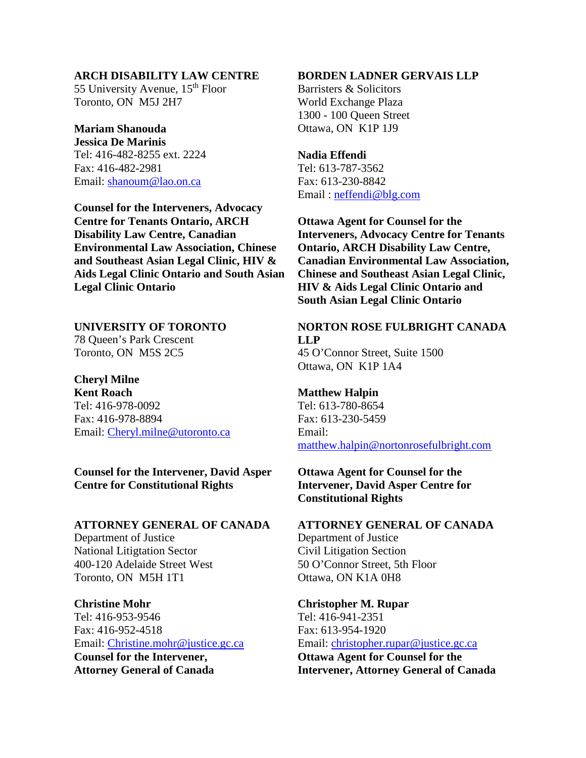**ARCH DISABILITY LAW CENTRE**
55 University Avenue, 15th Floor
Toronto, ON M5J 2H7

**Mariam Shanouda**
**Jessica De Marinis**
Tel: 416-482-8255 ext. 2224
Fax: 416-482-2981
Email: shanoum@lao.on.ca

**Counsel for the Interveners, Advocacy Centre for Tenants Ontario, ARCH Disability Law Centre, Canadian Environmental Law Association, Chinese and Southeast Asian Legal Clinic, HIV & Aids Legal Clinic Ontario and South Asian Legal Clinic Ontario**

**BORDEN LADNER GERVAIS LLP**
Barristers & Solicitors
World Exchange Plaza
1300 - 100 Queen Street
Ottawa, ON K1P 1J9

**Nadia Effendi**
Tel: 613-787-3562
Fax: 613-230-8842
Email : neffendi@blg.com

**Ottawa Agent for Counsel for the Interveners, Advocacy Centre for Tenants Ontario, ARCH Disability Law Centre, Canadian Environmental Law Association, Chinese and Southeast Asian Legal Clinic, HIV & Aids Legal Clinic Ontario and South Asian Legal Clinic Ontario**

**UNIVERSITY OF TORONTO**
78 Queen's Park Crescent
Toronto, ON M5S 2C5

**Cheryl Milne**
**Kent Roach**
Tel: 416-978-0092
Fax: 416-978-8894
Email: Cheryl.milne@utoronto.ca

**Counsel for the Intervener, David Asper Centre for Constitutional Rights**

**NORTON ROSE FULBRIGHT CANADA LLP**
45 O'Connor Street, Suite 1500
Ottawa, ON K1P 1A4

**Matthew Halpin**
Tel: 613-780-8654
Fax: 613-230-5459
Email:
matthew.halpin@nortonrosefulbright.com

**Ottawa Agent for Counsel for the Intervener, David Asper Centre for Constitutional Rights**

**ATTORNEY GENERAL OF CANADA**
Department of Justice
National Litigtation Sector
400-120 Adelaide Street West
Toronto, ON M5H 1T1

**Christine Mohr**
Tel: 416-953-9546
Fax: 416-952-4518
Email: Christine.mohr@justice.gc.ca
**Counsel for the Intervener, Attorney General of Canada**

**ATTORNEY GENERAL OF CANADA**
Department of Justice
Civil Litigation Section
50 O'Connor Street, 5th Floor
Ottawa, ON K1A 0H8

**Christopher M. Rupar**
Tel: 416-941-2351
Fax: 613-954-1920
Email: christopher.rupar@justice.gc.ca
**Ottawa Agent for Counsel for the Intervener, Attorney General of Canada**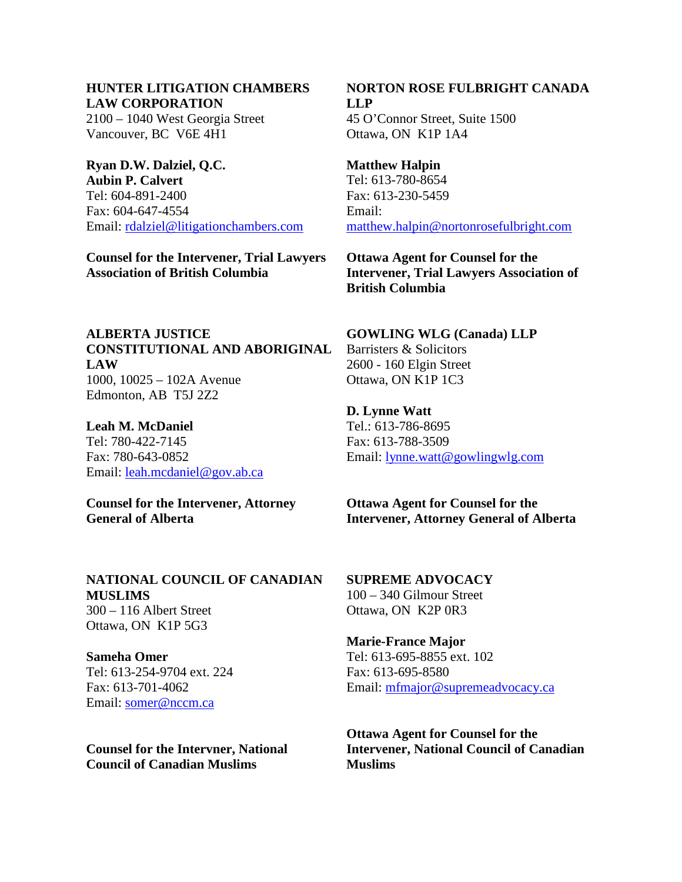**HUNTER LITIGATION CHAMBERS LAW CORPORATION**
2100 – 1040 West Georgia Street
Vancouver, BC  V6E 4H1

**Ryan D.W. Dalziel, Q.C.**
**Aubin P. Calvert**
Tel: 604-891-2400
Fax: 604-647-4554
Email: rdalziel@litigationchambers.com

**Counsel for the Intervener, Trial Lawyers Association of British Columbia**

**NORTON ROSE FULBRIGHT CANADA LLP**
45 O'Connor Street, Suite 1500
Ottawa, ON  K1P 1A4

**Matthew Halpin**
Tel: 613-780-8654
Fax: 613-230-5459
Email:
matthew.halpin@nortonrosefulbright.com

**Ottawa Agent for Counsel for the Intervener, Trial Lawyers Association of British Columbia**

**ALBERTA JUSTICE CONSTITUTIONAL AND ABORIGINAL LAW**
1000, 10025 – 102A Avenue
Edmonton, AB  T5J 2Z2

**Leah M. McDaniel**
Tel: 780-422-7145
Fax: 780-643-0852
Email: leah.mcdaniel@gov.ab.ca

**Counsel for the Intervener, Attorney General of Alberta**

**GOWLING WLG (Canada) LLP**
Barristers & Solicitors
2600 - 160 Elgin Street
Ottawa, ON K1P 1C3

**D. Lynne Watt**
Tel.: 613-786-8695
Fax: 613-788-3509
Email: lynne.watt@gowlingwlg.com

**Ottawa Agent for Counsel for the Intervener, Attorney General of Alberta**

**NATIONAL COUNCIL OF CANADIAN MUSLIMS**
300 – 116 Albert Street
Ottawa, ON  K1P 5G3

**Sameha Omer**
Tel: 613-254-9704 ext. 224
Fax: 613-701-4062
Email: somer@nccm.ca

**Counsel for the Intervner, National Council of Canadian Muslims**

**SUPREME ADVOCACY**
100 – 340 Gilmour Street
Ottawa, ON  K2P 0R3

**Marie-France Major**
Tel: 613-695-8855 ext. 102
Fax: 613-695-8580
Email: mfmajor@supremeadvocacy.ca

**Ottawa Agent for Counsel for the Intervener, National Council of Canadian Muslims**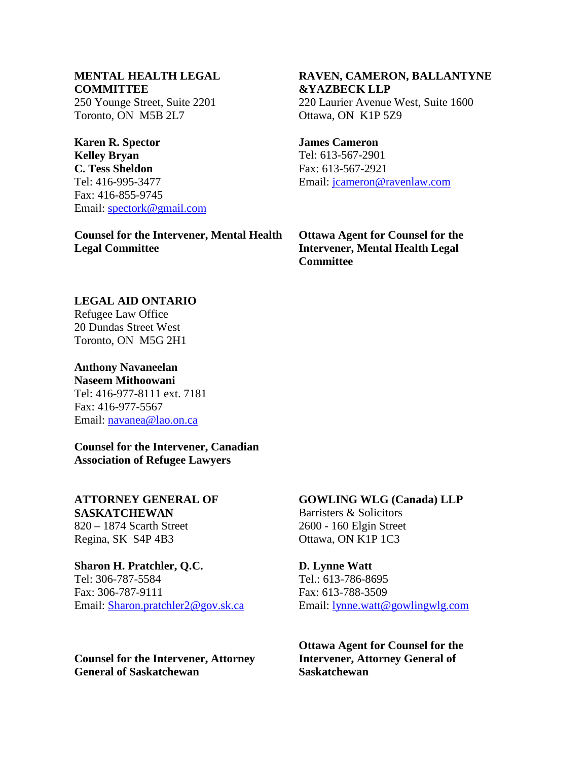**MENTAL HEALTH LEGAL COMMITTEE**
250 Younge Street, Suite 2201
Toronto, ON M5B 2L7

**Karen R. Spector**
**Kelley Bryan**
**C. Tess Sheldon**
Tel: 416-995-3477
Fax: 416-855-9745
Email: spectork@gmail.com

**Counsel for the Intervener, Mental Health Legal Committee**

**RAVEN, CAMERON, BALLANTYNE &YAZBECK LLP**
220 Laurier Avenue West, Suite 1600
Ottawa, ON K1P 5Z9

**James Cameron**
Tel: 613-567-2901
Fax: 613-567-2921
Email: jcameron@ravenlaw.com

**Ottawa Agent for Counsel for the Intervener, Mental Health Legal Committee**

**LEGAL AID ONTARIO**
Refugee Law Office
20 Dundas Street West
Toronto, ON M5G 2H1

**Anthony Navaneelan**
**Naseem Mithoowani**
Tel: 416-977-8111 ext. 7181
Fax: 416-977-5567
Email: navanea@lao.on.ca

**Counsel for the Intervener, Canadian Association of Refugee Lawyers**

**ATTORNEY GENERAL OF SASKATCHEWAN**
820 – 1874 Scarth Street
Regina, SK S4P 4B3

**Sharon H. Pratchler, Q.C.**
Tel: 306-787-5584
Fax: 306-787-9111
Email: Sharon.pratchler2@gov.sk.ca

**Counsel for the Intervener, Attorney General of Saskatchewan**

**GOWLING WLG (Canada) LLP**
Barristers & Solicitors
2600 - 160 Elgin Street
Ottawa, ON K1P 1C3

**D. Lynne Watt**
Tel.: 613-786-8695
Fax: 613-788-3509
Email: lynne.watt@gowlingwlg.com

**Ottawa Agent for Counsel for the Intervener, Attorney General of Saskatchewan**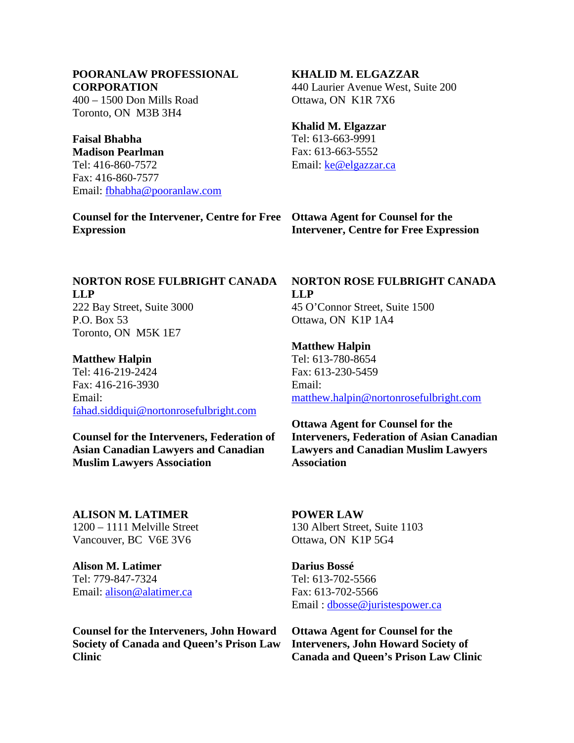**POORANLAW PROFESSIONAL CORPORATION**
400 – 1500 Don Mills Road
Toronto, ON M3B 3H4

**Faisal Bhabha**
**Madison Pearlman**
Tel: 416-860-7572
Fax: 416-860-7577
Email: fbhabha@pooranlaw.com

**Counsel for the Intervener, Centre for Free Expression**

**KHALID M. ELGAZZAR**
440 Laurier Avenue West, Suite 200
Ottawa, ON K1R 7X6

**Khalid M. Elgazzar**
Tel: 613-663-9991
Fax: 613-663-5552
Email: ke@elgazzar.ca

**Ottawa Agent for Counsel for the Intervener, Centre for Free Expression**

**NORTON ROSE FULBRIGHT CANADA LLP**
222 Bay Street, Suite 3000
P.O. Box 53
Toronto, ON M5K 1E7

**Matthew Halpin**
Tel: 416-219-2424
Fax: 416-216-3930
Email:
fahad.siddiqui@nortonrosefulbright.com

**Counsel for the Interveners, Federation of Asian Canadian Lawyers and Canadian Muslim Lawyers Association**

**NORTON ROSE FULBRIGHT CANADA LLP**
45 O'Connor Street, Suite 1500
Ottawa, ON K1P 1A4

**Matthew Halpin**
Tel: 613-780-8654
Fax: 613-230-5459
Email:
matthew.halpin@nortonrosefulbright.com

**Ottawa Agent for Counsel for the Interveners, Federation of Asian Canadian Lawyers and Canadian Muslim Lawyers Association**

**ALISON M. LATIMER**
1200 – 1111 Melville Street
Vancouver, BC V6E 3V6

**Alison M. Latimer**
Tel: 779-847-7324
Email: alison@alatimer.ca

**Counsel for the Interveners, John Howard Society of Canada and Queen's Prison Law Clinic**

**POWER LAW**
130 Albert Street, Suite 1103
Ottawa, ON K1P 5G4

**Darius Bossé**
Tel: 613-702-5566
Fax: 613-702-5566
Email : dbosse@juristespower.ca

**Ottawa Agent for Counsel for the Interveners, John Howard Society of Canada and Queen's Prison Law Clinic**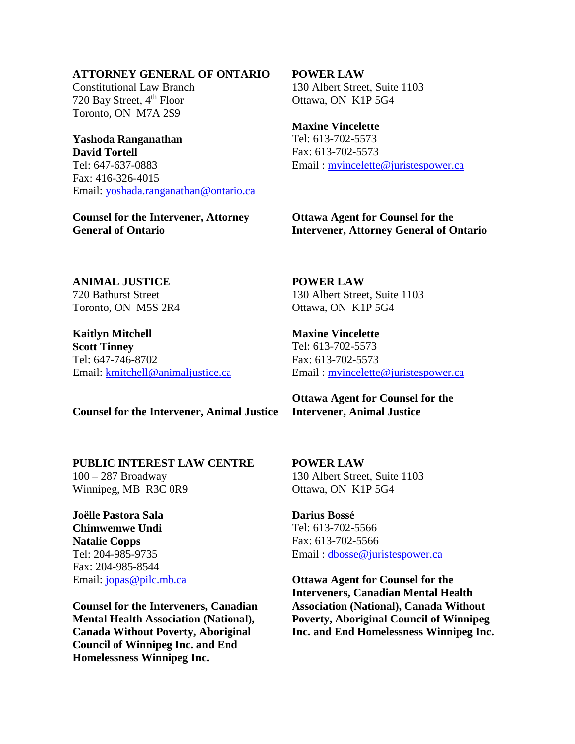**ATTORNEY GENERAL OF ONTARIO**
Constitutional Law Branch
720 Bay Street, 4th Floor
Toronto, ON M7A 2S9

**Yashoda Ranganathan**
**David Tortell**
Tel: 647-637-0883
Fax: 416-326-4015
Email: yoshada.ranganathan@ontario.ca

**Counsel for the Intervener, Attorney General of Ontario**

**POWER LAW**
130 Albert Street, Suite 1103
Ottawa, ON K1P 5G4

**Maxine Vincelette**
Tel: 613-702-5573
Fax: 613-702-5573
Email : mvincelette@juristespower.ca

**Ottawa Agent for Counsel for the Intervener, Attorney General of Ontario**

**ANIMAL JUSTICE**
720 Bathurst Street
Toronto, ON M5S 2R4

**Kaitlyn Mitchell**
**Scott Tinney**
Tel: 647-746-8702
Email: kmitchell@animaljustice.ca

**Counsel for the Intervener, Animal Justice**

**POWER LAW**
130 Albert Street, Suite 1103
Ottawa, ON K1P 5G4

**Maxine Vincelette**
Tel: 613-702-5573
Fax: 613-702-5573
Email : mvincelette@juristespower.ca

**Ottawa Agent for Counsel for the Intervener, Animal Justice**

**PUBLIC INTEREST LAW CENTRE**
100 – 287 Broadway
Winnipeg, MB R3C 0R9

**Joëlle Pastora Sala**
**Chimwemwe Undi**
**Natalie Copps**
Tel: 204-985-9735
Fax: 204-985-8544
Email: jopas@pilc.mb.ca

**Counsel for the Interveners, Canadian Mental Health Association (National), Canada Without Poverty, Aboriginal Council of Winnipeg Inc. and End Homelessness Winnipeg Inc.**

**POWER LAW**
130 Albert Street, Suite 1103
Ottawa, ON K1P 5G4

**Darius Bossé**
Tel: 613-702-5566
Fax: 613-702-5566
Email : dbosse@juristespower.ca

**Ottawa Agent for Counsel for the Interveners, Canadian Mental Health Association (National), Canada Without Poverty, Aboriginal Council of Winnipeg Inc. and End Homelessness Winnipeg Inc.**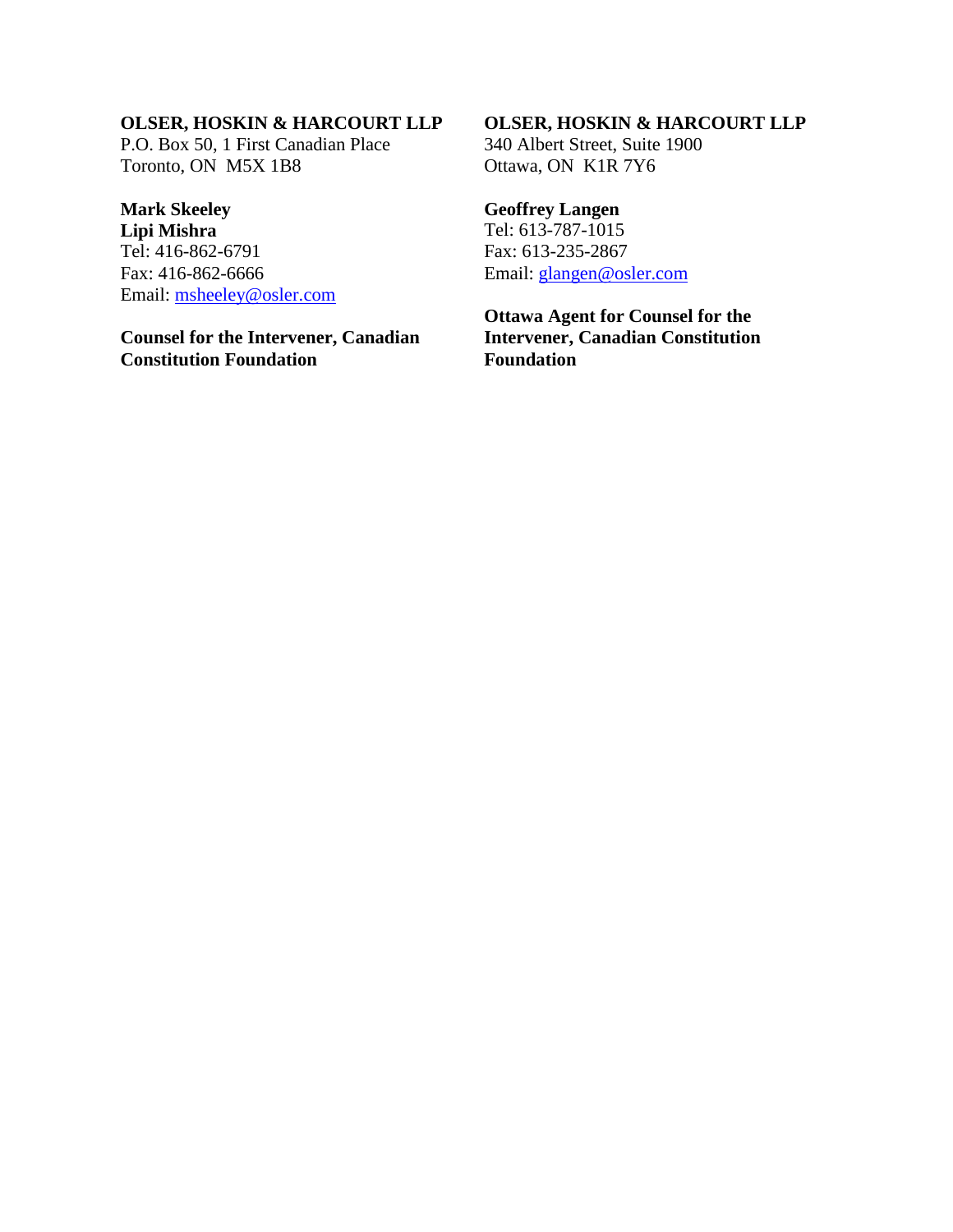**OLSER, HOSKIN & HARCOURT LLP**
P.O. Box 50, 1 First Canadian Place
Toronto, ON M5X 1B8

**Mark Skeeley**
**Lipi Mishra**
Tel: 416-862-6791
Fax: 416-862-6666
Email: msheeley@osler.com

**Counsel for the Intervener, Canadian Constitution Foundation**

**OLSER, HOSKIN & HARCOURT LLP**
340 Albert Street, Suite 1900
Ottawa, ON K1R 7Y6

**Geoffrey Langen**
Tel: 613-787-1015
Fax: 613-235-2867
Email: glangen@osler.com

**Ottawa Agent for Counsel for the Intervener, Canadian Constitution Foundation**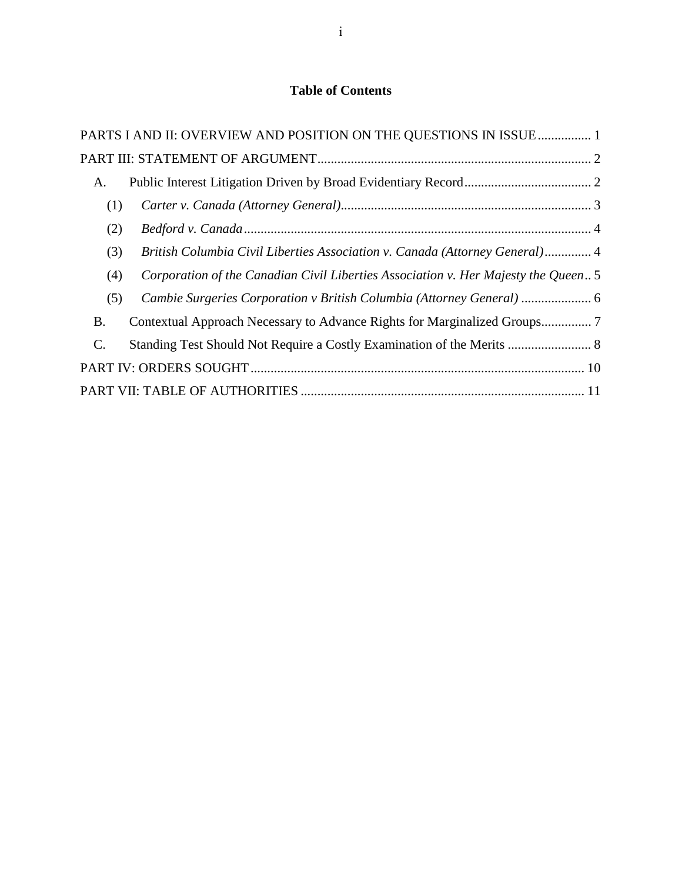# Table of Contents

PARTS I AND II: OVERVIEW AND POSITION ON THE QUESTIONS IN ISSUE ................ 1

PART III: STATEMENT OF ARGUMENT .................................................................................. 2

A. Public Interest Litigation Driven by Broad Evidentiary Record ...................................... 2

(1) *Carter v. Canada (Attorney General)* .......................................................................... 3

(2) *Bedford v. Canada* ....................................................................................................... 4

(3) *British Columbia Civil Liberties Association v. Canada (Attorney General)* .............. 4

(4) *Corporation of the Canadian Civil Liberties Association v. Her Majesty the Queen* .. 5

(5) *Cambie Surgeries Corporation v British Columbia (Attorney General)* ..................... 6

B. Contextual Approach Necessary to Advance Rights for Marginalized Groups ............... 7

C. Standing Test Should Not Require a Costly Examination of the Merits ......................... 8

PART IV: ORDERS SOUGHT ................................................................................................... 10

PART VII: TABLE OF AUTHORITIES .................................................................................... 11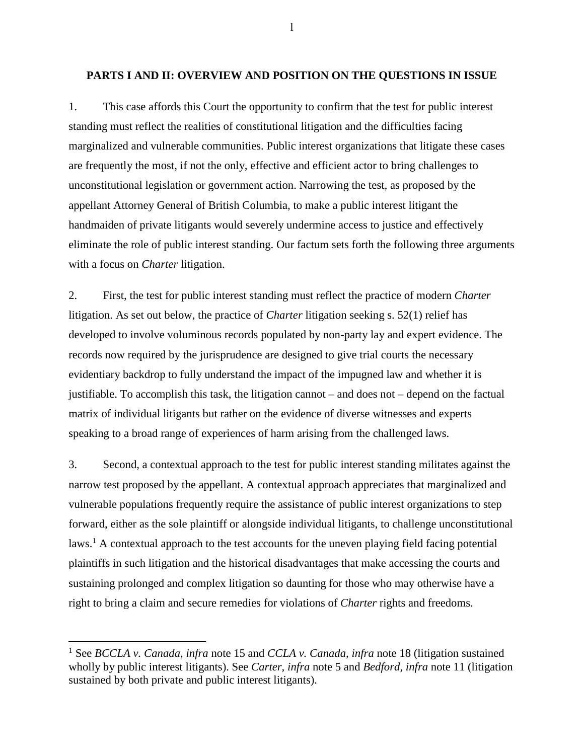## PARTS I AND II: OVERVIEW AND POSITION ON THE QUESTIONS IN ISSUE

1. This case affords this Court the opportunity to confirm that the test for public interest standing must reflect the realities of constitutional litigation and the difficulties facing marginalized and vulnerable communities. Public interest organizations that litigate these cases are frequently the most, if not the only, effective and efficient actor to bring challenges to unconstitutional legislation or government action. Narrowing the test, as proposed by the appellant Attorney General of British Columbia, to make a public interest litigant the handmaiden of private litigants would severely undermine access to justice and effectively eliminate the role of public interest standing. Our factum sets forth the following three arguments with a focus on *Charter* litigation.

2. First, the test for public interest standing must reflect the practice of modern *Charter* litigation. As set out below, the practice of *Charter* litigation seeking s. 52(1) relief has developed to involve voluminous records populated by non-party lay and expert evidence. The records now required by the jurisprudence are designed to give trial courts the necessary evidentiary backdrop to fully understand the impact of the impugned law and whether it is justifiable. To accomplish this task, the litigation cannot – and does not – depend on the factual matrix of individual litigants but rather on the evidence of diverse witnesses and experts speaking to a broad range of experiences of harm arising from the challenged laws.

3. Second, a contextual approach to the test for public interest standing militates against the narrow test proposed by the appellant. A contextual approach appreciates that marginalized and vulnerable populations frequently require the assistance of public interest organizations to step forward, either as the sole plaintiff or alongside individual litigants, to challenge unconstitutional laws.[1] A contextual approach to the test accounts for the uneven playing field facing potential plaintiffs in such litigation and the historical disadvantages that make accessing the courts and sustaining prolonged and complex litigation so daunting for those who may otherwise have a right to bring a claim and secure remedies for violations of *Charter* rights and freedoms.

---

[1] See *BCCLA v. Canada*, *infra* note 15 and *CCLA v. Canada, infra* note 18 (litigation sustained wholly by public interest litigants). See *Carter, infra* note 5 and *Bedford, infra* note 11 (litigation sustained by both private and public interest litigants).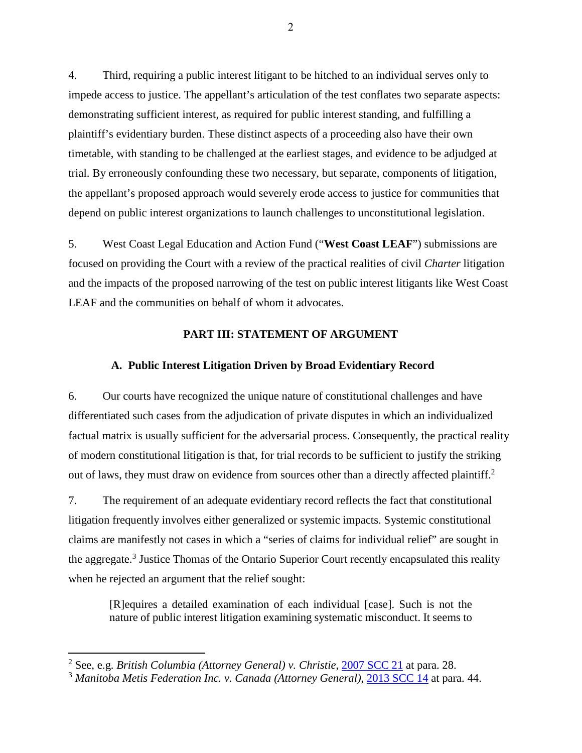4. Third, requiring a public interest litigant to be hitched to an individual serves only to impede access to justice. The appellant's articulation of the test conflates two separate aspects: demonstrating sufficient interest, as required for public interest standing, and fulfilling a plaintiff's evidentiary burden. These distinct aspects of a proceeding also have their own timetable, with standing to be challenged at the earliest stages, and evidence to be adjudged at trial. By erroneously confounding these two necessary, but separate, components of litigation, the appellant's proposed approach would severely erode access to justice for communities that depend on public interest organizations to launch challenges to unconstitutional legislation.

5. West Coast Legal Education and Action Fund ("**West Coast LEAF**") submissions are focused on providing the Court with a review of the practical realities of civil *Charter* litigation and the impacts of the proposed narrowing of the test on public interest litigants like West Coast LEAF and the communities on behalf of whom it advocates.

## PART III: STATEMENT OF ARGUMENT

### A. Public Interest Litigation Driven by Broad Evidentiary Record

6. Our courts have recognized the unique nature of constitutional challenges and have differentiated such cases from the adjudication of private disputes in which an individualized factual matrix is usually sufficient for the adversarial process. Consequently, the practical reality of modern constitutional litigation is that, for trial records to be sufficient to justify the striking out of laws, they must draw on evidence from sources other than a directly affected plaintiff.[2]

7. The requirement of an adequate evidentiary record reflects the fact that constitutional litigation frequently involves either generalized or systemic impacts. Systemic constitutional claims are manifestly not cases in which a "series of claims for individual relief" are sought in the aggregate.[3] Justice Thomas of the Ontario Superior Court recently encapsulated this reality when he rejected an argument that the relief sought:

> [R]equires a detailed examination of each individual [case]. Such is not the nature of public interest litigation examining systematic misconduct. It seems to

---

[2] See, e.g. *British Columbia (Attorney General) v. Christie*, 2007 SCC 21 at para. 28.

[3] *Manitoba Metis Federation Inc. v. Canada (Attorney General)*, 2013 SCC 14 at para. 44.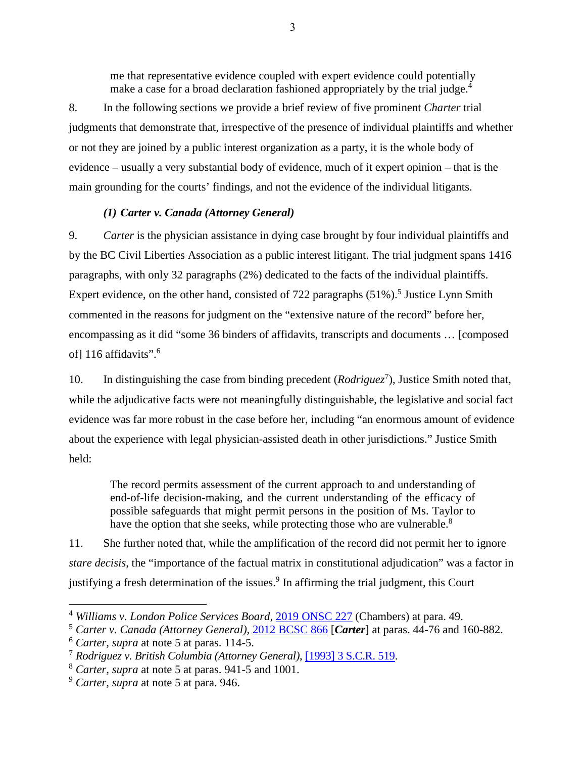> me that representative evidence coupled with expert evidence could potentially make a case for a broad declaration fashioned appropriately by the trial judge.[4]

8. In the following sections we provide a brief review of five prominent *Charter* trial judgments that demonstrate that, irrespective of the presence of individual plaintiffs and whether or not they are joined by a public interest organization as a party, it is the whole body of evidence – usually a very substantial body of evidence, much of it expert opinion – that is the main grounding for the courts' findings, and not the evidence of the individual litigants.

### *(1) Carter v. Canada (Attorney General)*

9. *Carter* is the physician assistance in dying case brought by four individual plaintiffs and by the BC Civil Liberties Association as a public interest litigant. The trial judgment spans 1416 paragraphs, with only 32 paragraphs (2%) dedicated to the facts of the individual plaintiffs. Expert evidence, on the other hand, consisted of 722 paragraphs (51%).[5] Justice Lynn Smith commented in the reasons for judgment on the "extensive nature of the record" before her, encompassing as it did "some 36 binders of affidavits, transcripts and documents … [composed of] 116 affidavits".[6]

10. In distinguishing the case from binding precedent (*Rodriguez*[7]), Justice Smith noted that, while the adjudicative facts were not meaningfully distinguishable, the legislative and social fact evidence was far more robust in the case before her, including "an enormous amount of evidence about the experience with legal physician-assisted death in other jurisdictions." Justice Smith held:

> The record permits assessment of the current approach to and understanding of end-of-life decision-making, and the current understanding of the efficacy of possible safeguards that might permit persons in the position of Ms. Taylor to have the option that she seeks, while protecting those who are vulnerable.[8]

11. She further noted that, while the amplification of the record did not permit her to ignore *stare decisis*, the "importance of the factual matrix in constitutional adjudication" was a factor in justifying a fresh determination of the issues.[9] In affirming the trial judgment, this Court

---

[4] *Williams v. London Police Services Board*, 2019 ONSC 227 (Chambers) at para. 49.

[5] *Carter v. Canada (Attorney General)*, 2012 BCSC 866 [***Carter***] at paras. 44-76 and 160-882.

[6] *Carter, supra* at note 5 at paras. 114-5.

[7] *Rodriguez v. British Columbia (Attorney General)*, [1993] 3 S.C.R. 519.

[8] *Carter, supra* at note 5 at paras. 941-5 and 1001.

[9] *Carter, supra* at note 5 at para. 946.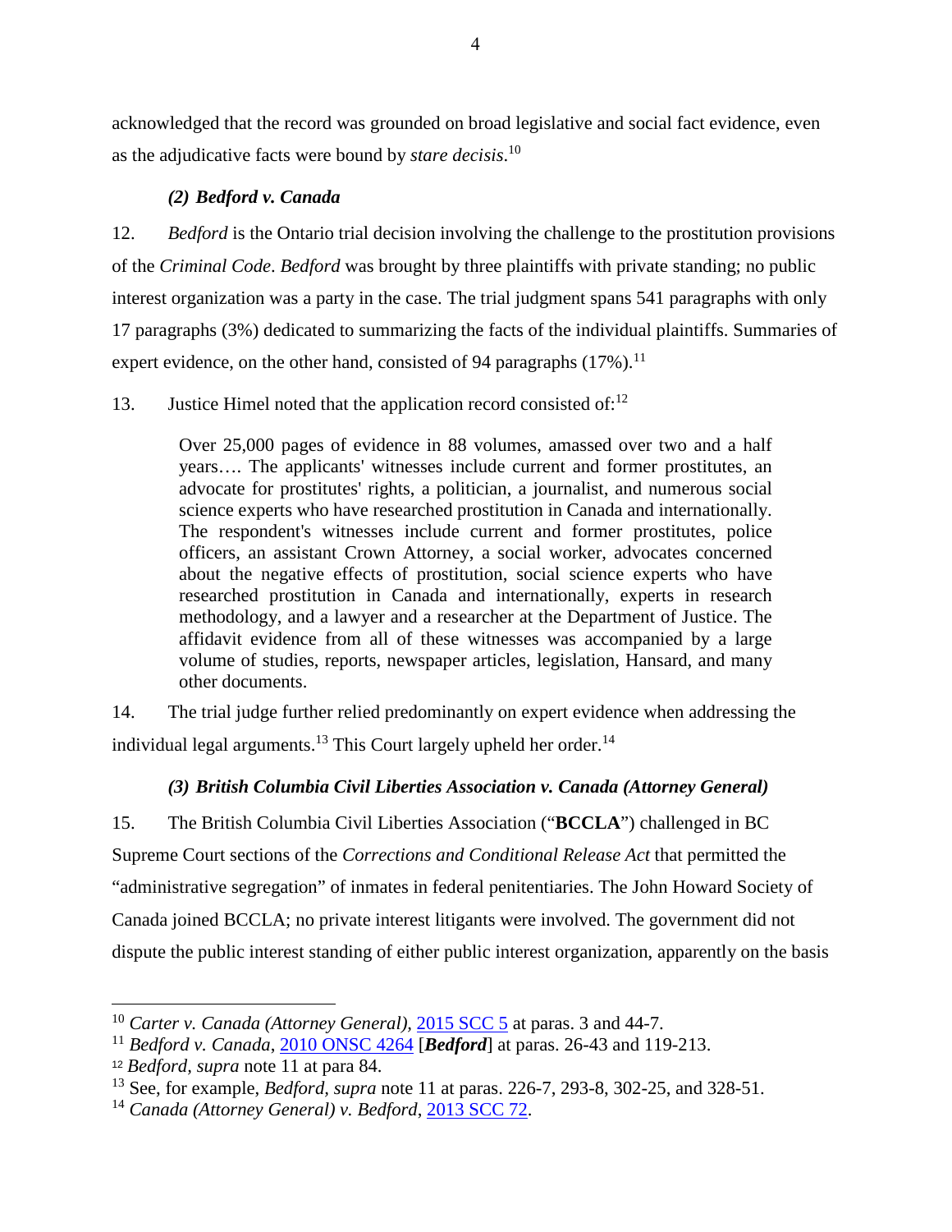acknowledged that the record was grounded on broad legislative and social fact evidence, even as the adjudicative facts were bound by *stare decisis*.[10]

### *(2) Bedford v. Canada*

12. *Bedford* is the Ontario trial decision involving the challenge to the prostitution provisions of the *Criminal Code*. *Bedford* was brought by three plaintiffs with private standing; no public interest organization was a party in the case. The trial judgment spans 541 paragraphs with only 17 paragraphs (3%) dedicated to summarizing the facts of the individual plaintiffs. Summaries of expert evidence, on the other hand, consisted of 94 paragraphs (17%).[11]

13. Justice Himel noted that the application record consisted of:[12]

> Over 25,000 pages of evidence in 88 volumes, amassed over two and a half years…. The applicants' witnesses include current and former prostitutes, an advocate for prostitutes' rights, a politician, a journalist, and numerous social science experts who have researched prostitution in Canada and internationally. The respondent's witnesses include current and former prostitutes, police officers, an assistant Crown Attorney, a social worker, advocates concerned about the negative effects of prostitution, social science experts who have researched prostitution in Canada and internationally, experts in research methodology, and a lawyer and a researcher at the Department of Justice. The affidavit evidence from all of these witnesses was accompanied by a large volume of studies, reports, newspaper articles, legislation, Hansard, and many other documents.

14. The trial judge further relied predominantly on expert evidence when addressing the individual legal arguments.[13] This Court largely upheld her order.[14]

### *(3) British Columbia Civil Liberties Association v. Canada (Attorney General)*

15. The British Columbia Civil Liberties Association ("**BCCLA**") challenged in BC Supreme Court sections of the *Corrections and Conditional Release Act* that permitted the "administrative segregation" of inmates in federal penitentiaries. The John Howard Society of Canada joined BCCLA; no private interest litigants were involved. The government did not dispute the public interest standing of either public interest organization, apparently on the basis

---

[10] *Carter v. Canada (Attorney General)*, 2015 SCC 5 at paras. 3 and 44-7.
[11] *Bedford v. Canada*, 2010 ONSC 4264 [***Bedford***] at paras. 26-43 and 119-213.
[12] *Bedford, supra* note 11 at para 84.
[13] See, for example, *Bedford, supra* note 11 at paras. 226-7, 293-8, 302-25, and 328-51.
[14] *Canada (Attorney General) v. Bedford*, 2013 SCC 72.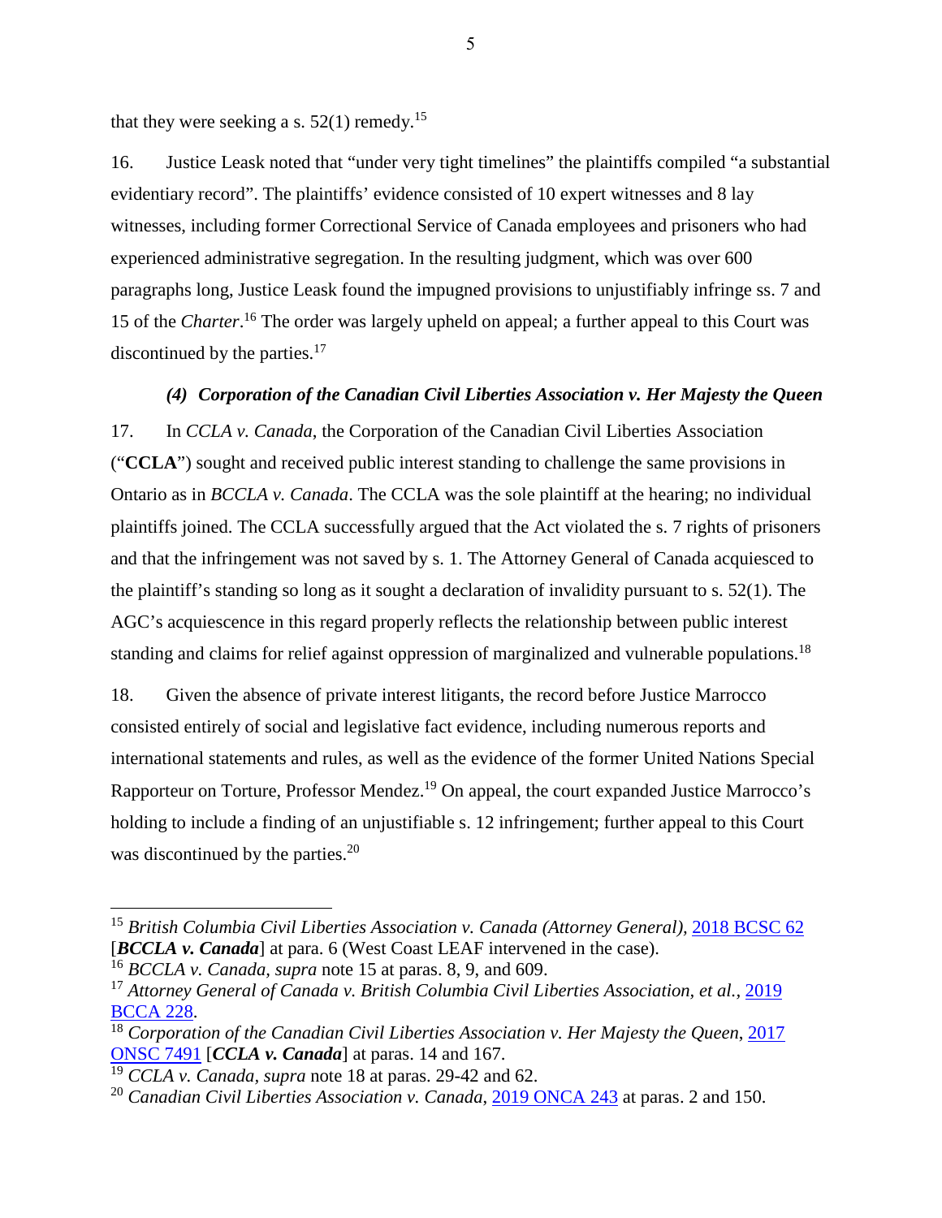that they were seeking a s. 52(1) remedy.[15]

16. Justice Leask noted that "under very tight timelines" the plaintiffs compiled "a substantial evidentiary record". The plaintiffs' evidence consisted of 10 expert witnesses and 8 lay witnesses, including former Correctional Service of Canada employees and prisoners who had experienced administrative segregation. In the resulting judgment, which was over 600 paragraphs long, Justice Leask found the impugned provisions to unjustifiably infringe ss. 7 and 15 of the *Charter*.[16] The order was largely upheld on appeal; a further appeal to this Court was discontinued by the parties.[17]

#### *(4) Corporation of the Canadian Civil Liberties Association v. Her Majesty the Queen*

17. In *CCLA v. Canada*, the Corporation of the Canadian Civil Liberties Association ("**CCLA**") sought and received public interest standing to challenge the same provisions in Ontario as in *BCCLA v. Canada*. The CCLA was the sole plaintiff at the hearing; no individual plaintiffs joined. The CCLA successfully argued that the Act violated the s. 7 rights of prisoners and that the infringement was not saved by s. 1. The Attorney General of Canada acquiesced to the plaintiff's standing so long as it sought a declaration of invalidity pursuant to s. 52(1). The AGC's acquiescence in this regard properly reflects the relationship between public interest standing and claims for relief against oppression of marginalized and vulnerable populations.[18]

18. Given the absence of private interest litigants, the record before Justice Marrocco consisted entirely of social and legislative fact evidence, including numerous reports and international statements and rules, as well as the evidence of the former United Nations Special Rapporteur on Torture, Professor Mendez.[19] On appeal, the court expanded Justice Marrocco's holding to include a finding of an unjustifiable s. 12 infringement; further appeal to this Court was discontinued by the parties.[20]

---

[15] *British Columbia Civil Liberties Association v. Canada (Attorney General)*, 2018 BCSC 62 [***BCCLA v. Canada***] at para. 6 (West Coast LEAF intervened in the case).

[16] *BCCLA v. Canada, supra* note 15 at paras. 8, 9, and 609.

[17] *Attorney General of Canada v. British Columbia Civil Liberties Association, et al.*, 2019 BCCA 228.

[18] *Corporation of the Canadian Civil Liberties Association v. Her Majesty the Queen*, 2017 ONSC 7491 [***CCLA v. Canada***] at paras. 14 and 167.

[19] *CCLA v. Canada, supra* note 18 at paras. 29-42 and 62.

[20] *Canadian Civil Liberties Association v. Canada*, 2019 ONCA 243 at paras. 2 and 150.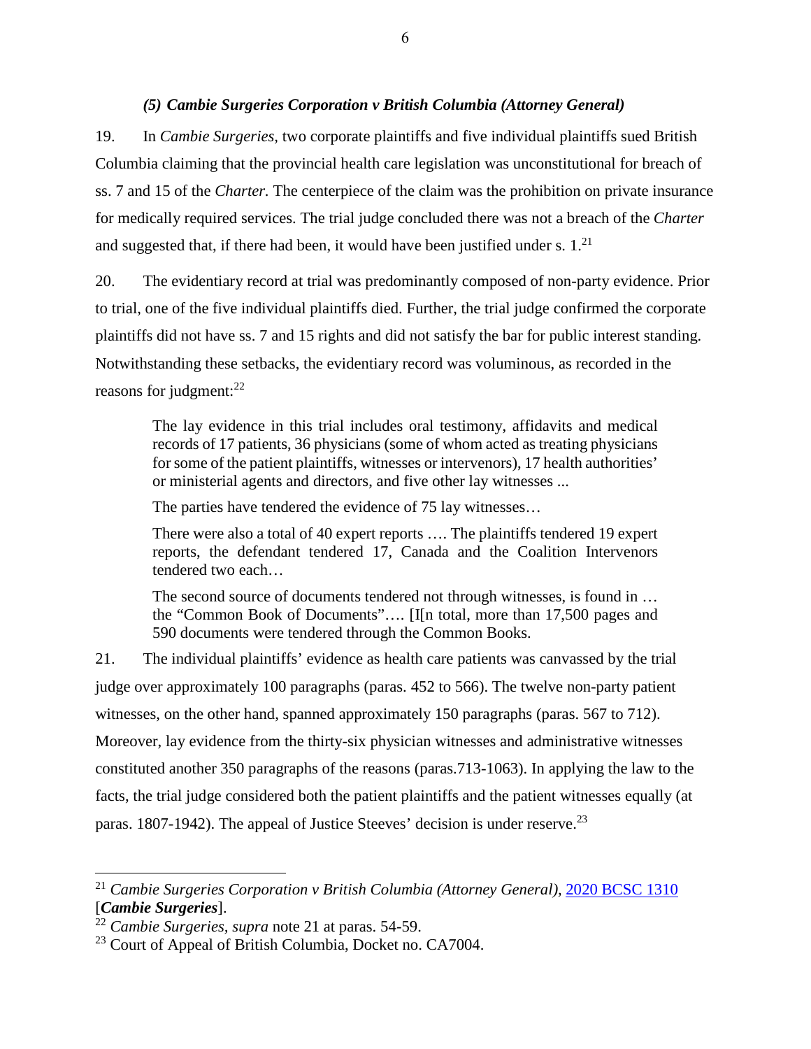### *(5) Cambie Surgeries Corporation v British Columbia (Attorney General)*

19. In *Cambie Surgeries,* two corporate plaintiffs and five individual plaintiffs sued British Columbia claiming that the provincial health care legislation was unconstitutional for breach of ss. 7 and 15 of the *Charter.* The centerpiece of the claim was the prohibition on private insurance for medically required services. The trial judge concluded there was not a breach of the *Charter* and suggested that, if there had been, it would have been justified under s. 1.[21]

20. The evidentiary record at trial was predominantly composed of non-party evidence. Prior to trial, one of the five individual plaintiffs died. Further, the trial judge confirmed the corporate plaintiffs did not have ss. 7 and 15 rights and did not satisfy the bar for public interest standing. Notwithstanding these setbacks, the evidentiary record was voluminous, as recorded in the reasons for judgment:[22]

> The lay evidence in this trial includes oral testimony, affidavits and medical records of 17 patients, 36 physicians (some of whom acted as treating physicians for some of the patient plaintiffs, witnesses or intervenors), 17 health authorities' or ministerial agents and directors, and five other lay witnesses ...
>
> The parties have tendered the evidence of 75 lay witnesses…
>
> There were also a total of 40 expert reports …. The plaintiffs tendered 19 expert reports, the defendant tendered 17, Canada and the Coalition Intervenors tendered two each…
>
> The second source of documents tendered not through witnesses, is found in … the "Common Book of Documents"…. [I[n total, more than 17,500 pages and 590 documents were tendered through the Common Books.

21. The individual plaintiffs' evidence as health care patients was canvassed by the trial judge over approximately 100 paragraphs (paras. 452 to 566). The twelve non-party patient witnesses, on the other hand, spanned approximately 150 paragraphs (paras. 567 to 712). Moreover, lay evidence from the thirty-six physician witnesses and administrative witnesses constituted another 350 paragraphs of the reasons (paras.713-1063). In applying the law to the facts, the trial judge considered both the patient plaintiffs and the patient witnesses equally (at paras. 1807-1942). The appeal of Justice Steeves' decision is under reserve.[23]

---

[21] *Cambie Surgeries Corporation v British Columbia (Attorney General),* 2020 BCSC 1310 [***Cambie Surgeries***].

[22] *Cambie Surgeries, supra* note 21 at paras. 54-59.

[23] Court of Appeal of British Columbia, Docket no. CA7004.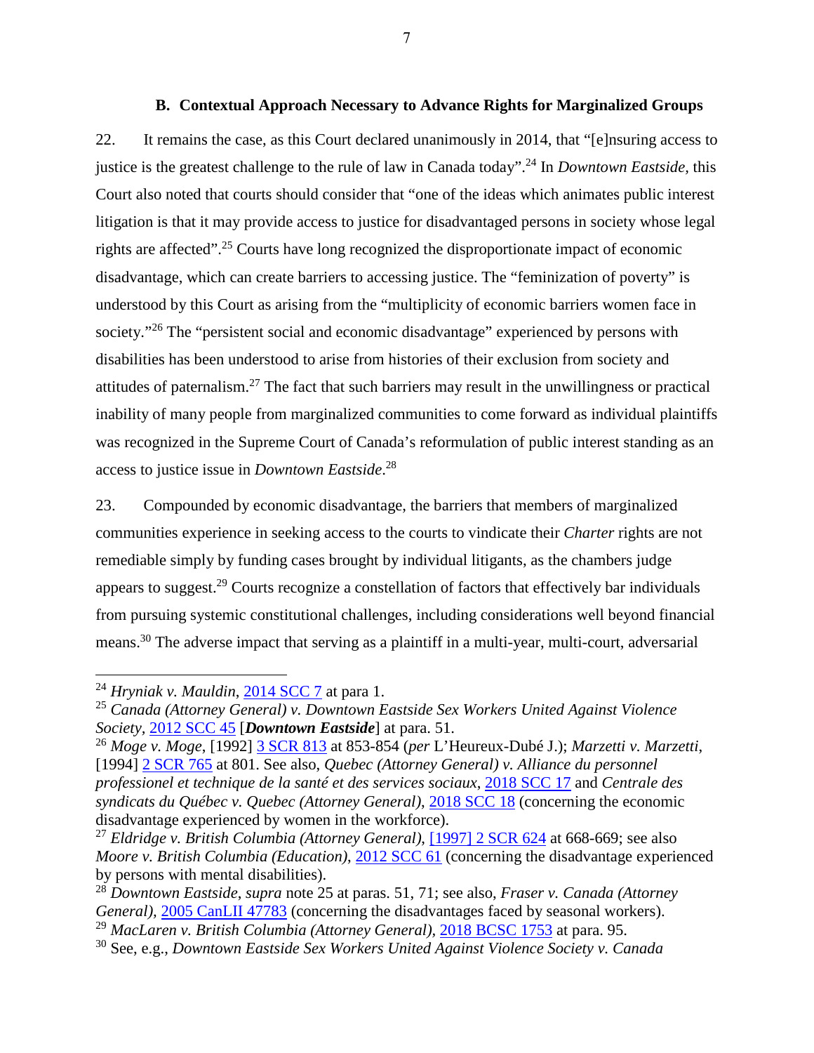### B. Contextual Approach Necessary to Advance Rights for Marginalized Groups

22. It remains the case, as this Court declared unanimously in 2014, that "[e]nsuring access to justice is the greatest challenge to the rule of law in Canada today".[24] In *Downtown Eastside*, this Court also noted that courts should consider that "one of the ideas which animates public interest litigation is that it may provide access to justice for disadvantaged persons in society whose legal rights are affected".[25] Courts have long recognized the disproportionate impact of economic disadvantage, which can create barriers to accessing justice. The "feminization of poverty" is understood by this Court as arising from the "multiplicity of economic barriers women face in society."[26] The "persistent social and economic disadvantage" experienced by persons with disabilities has been understood to arise from histories of their exclusion from society and attitudes of paternalism.[27] The fact that such barriers may result in the unwillingness or practical inability of many people from marginalized communities to come forward as individual plaintiffs was recognized in the Supreme Court of Canada's reformulation of public interest standing as an access to justice issue in *Downtown Eastside*.[28]

23. Compounded by economic disadvantage, the barriers that members of marginalized communities experience in seeking access to the courts to vindicate their *Charter* rights are not remediable simply by funding cases brought by individual litigants, as the chambers judge appears to suggest.[29] Courts recognize a constellation of factors that effectively bar individuals from pursuing systemic constitutional challenges, including considerations well beyond financial means.[30] The adverse impact that serving as a plaintiff in a multi-year, multi-court, adversarial

---

[24] *Hryniak v. Mauldin*, 2014 SCC 7 at para 1.

[25] *Canada (Attorney General) v. Downtown Eastside Sex Workers United Against Violence Society*, 2012 SCC 45 [***Downtown Eastside***] at para. 51.

[26] *Moge v. Moge*, [1992] 3 SCR 813 at 853-854 (*per* L'Heureux-Dubé J.); *Marzetti v. Marzetti*, [1994] 2 SCR 765 at 801. See also, *Quebec (Attorney General) v. Alliance du personnel professionel et technique de la santé et des services sociaux*, 2018 SCC 17 and *Centrale des syndicats du Québec v. Quebec (Attorney General)*, 2018 SCC 18 (concerning the economic disadvantage experienced by women in the workforce).

[27] *Eldridge v. British Columbia (Attorney General)*, [1997] 2 SCR 624 at 668-669; see also *Moore v. British Columbia (Education)*, 2012 SCC 61 (concerning the disadvantage experienced by persons with mental disabilities).

[28] *Downtown Eastside*, *supra* note 25 at paras. 51, 71; see also, *Fraser v. Canada (Attorney General)*, 2005 CanLII 47783 (concerning the disadvantages faced by seasonal workers).

[29] *MacLaren v. British Columbia (Attorney General)*, 2018 BCSC 1753 at para. 95.

[30] See, e.g., *Downtown Eastside Sex Workers United Against Violence Society v. Canada*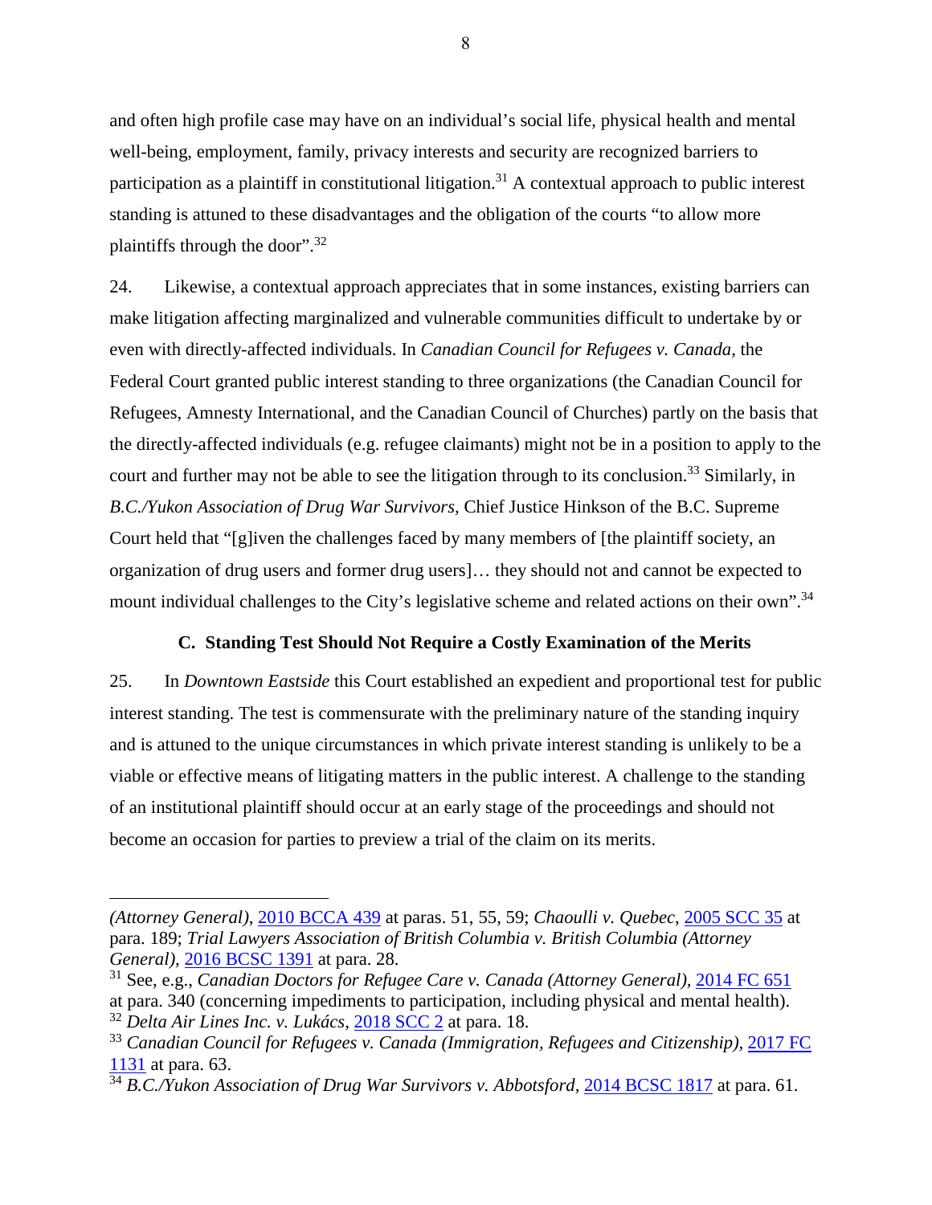and often high profile case may have on an individual's social life, physical health and mental well-being, employment, family, privacy interests and security are recognized barriers to participation as a plaintiff in constitutional litigation.[31] A contextual approach to public interest standing is attuned to these disadvantages and the obligation of the courts "to allow more plaintiffs through the door".[32]

24. Likewise, a contextual approach appreciates that in some instances, existing barriers can make litigation affecting marginalized and vulnerable communities difficult to undertake by or even with directly-affected individuals. In *Canadian Council for Refugees v. Canada*, the Federal Court granted public interest standing to three organizations (the Canadian Council for Refugees, Amnesty International, and the Canadian Council of Churches) partly on the basis that the directly-affected individuals (e.g. refugee claimants) might not be in a position to apply to the court and further may not be able to see the litigation through to its conclusion.[33] Similarly, in *B.C./Yukon Association of Drug War Survivors,* Chief Justice Hinkson of the B.C. Supreme Court held that "[g]iven the challenges faced by many members of [the plaintiff society, an organization of drug users and former drug users]… they should not and cannot be expected to mount individual challenges to the City's legislative scheme and related actions on their own".[34]

### C. Standing Test Should Not Require a Costly Examination of the Merits

25. In *Downtown Eastside* this Court established an expedient and proportional test for public interest standing. The test is commensurate with the preliminary nature of the standing inquiry and is attuned to the unique circumstances in which private interest standing is unlikely to be a viable or effective means of litigating matters in the public interest. A challenge to the standing of an institutional plaintiff should occur at an early stage of the proceedings and should not become an occasion for parties to preview a trial of the claim on its merits.

---

*(Attorney General)*, 2010 BCCA 439 at paras. 51, 55, 59; *Chaoulli v. Quebec*, 2005 SCC 35 at para. 189; *Trial Lawyers Association of British Columbia v. British Columbia (Attorney General)*, 2016 BCSC 1391 at para. 28.

[31] See, e.g., *Canadian Doctors for Refugee Care v. Canada (Attorney General)*, 2014 FC 651 at para. 340 (concerning impediments to participation, including physical and mental health).

[32] *Delta Air Lines Inc. v. Lukács*, 2018 SCC 2 at para. 18.

[33] *Canadian Council for Refugees v. Canada (Immigration, Refugees and Citizenship)*, 2017 FC 1131 at para. 63.

[34] *B.C./Yukon Association of Drug War Survivors v. Abbotsford*, 2014 BCSC 1817 at para. 61.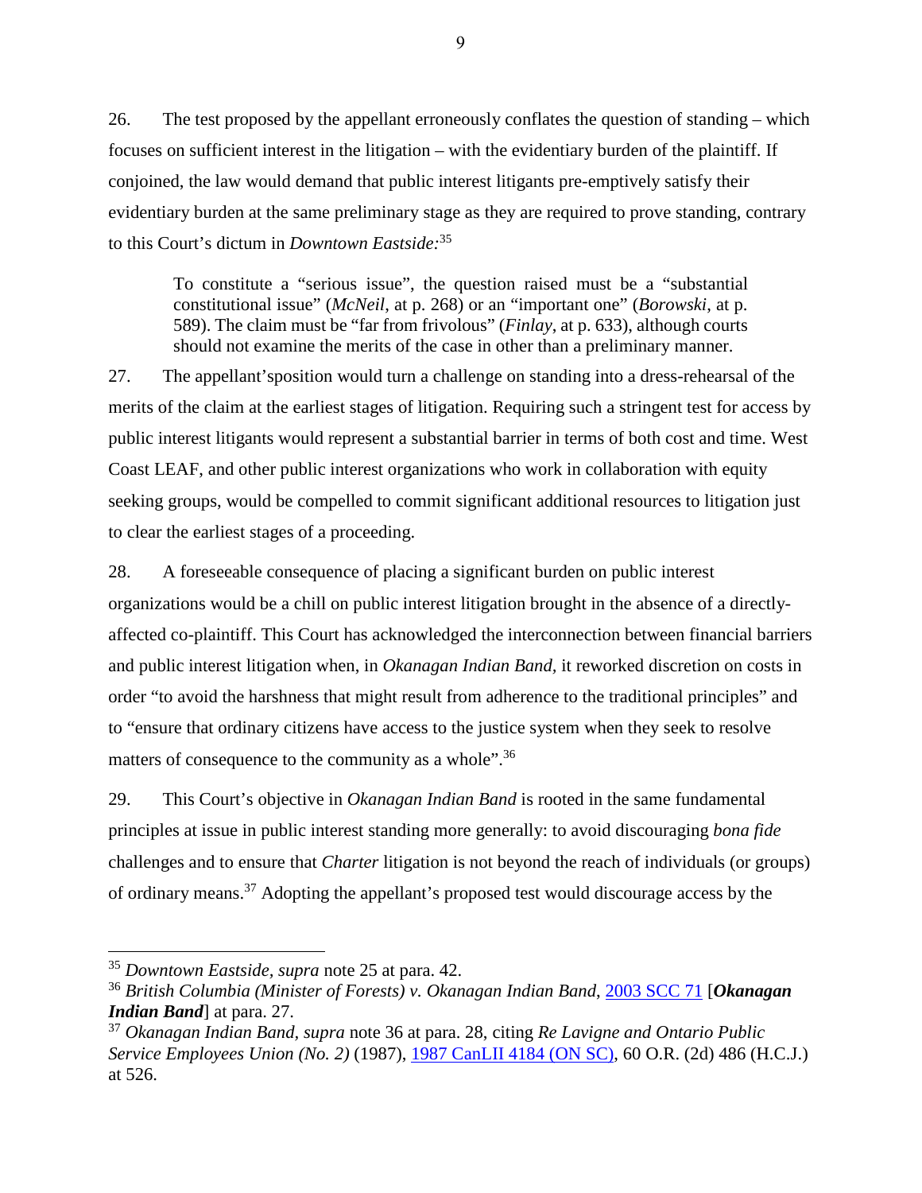26. The test proposed by the appellant erroneously conflates the question of standing – which focuses on sufficient interest in the litigation – with the evidentiary burden of the plaintiff. If conjoined, the law would demand that public interest litigants pre-emptively satisfy their evidentiary burden at the same preliminary stage as they are required to prove standing, contrary to this Court's dictum in *Downtown Eastside*:[35]

> To constitute a "serious issue", the question raised must be a "substantial constitutional issue" (*McNeil*, at p. 268) or an "important one" (*Borowski*, at p. 589). The claim must be "far from frivolous" (*Finlay*, at p. 633), although courts should not examine the merits of the case in other than a preliminary manner.

27. The appellant'sposition would turn a challenge on standing into a dress-rehearsal of the merits of the claim at the earliest stages of litigation. Requiring such a stringent test for access by public interest litigants would represent a substantial barrier in terms of both cost and time. West Coast LEAF, and other public interest organizations who work in collaboration with equity seeking groups, would be compelled to commit significant additional resources to litigation just to clear the earliest stages of a proceeding.

28. A foreseeable consequence of placing a significant burden on public interest organizations would be a chill on public interest litigation brought in the absence of a directly-affected co-plaintiff. This Court has acknowledged the interconnection between financial barriers and public interest litigation when, in *Okanagan Indian Band*, it reworked discretion on costs in order "to avoid the harshness that might result from adherence to the traditional principles" and to "ensure that ordinary citizens have access to the justice system when they seek to resolve matters of consequence to the community as a whole".[36]

29. This Court's objective in *Okanagan Indian Band* is rooted in the same fundamental principles at issue in public interest standing more generally: to avoid discouraging *bona fide* challenges and to ensure that *Charter* litigation is not beyond the reach of individuals (or groups) of ordinary means.[37] Adopting the appellant's proposed test would discourage access by the

---

[35] *Downtown Eastside, supra* note 25 at para. 42.

[36] *British Columbia (Minister of Forests) v. Okanagan Indian Band*, 2003 SCC 71 [***Okanagan Indian Band***] at para. 27.

[37] *Okanagan Indian Band*, *supra* note 36 at para. 28, citing *Re Lavigne and Ontario Public Service Employees Union (No. 2)* (1987), 1987 CanLII 4184 (ON SC), 60 O.R. (2d) 486 (H.C.J.) at 526.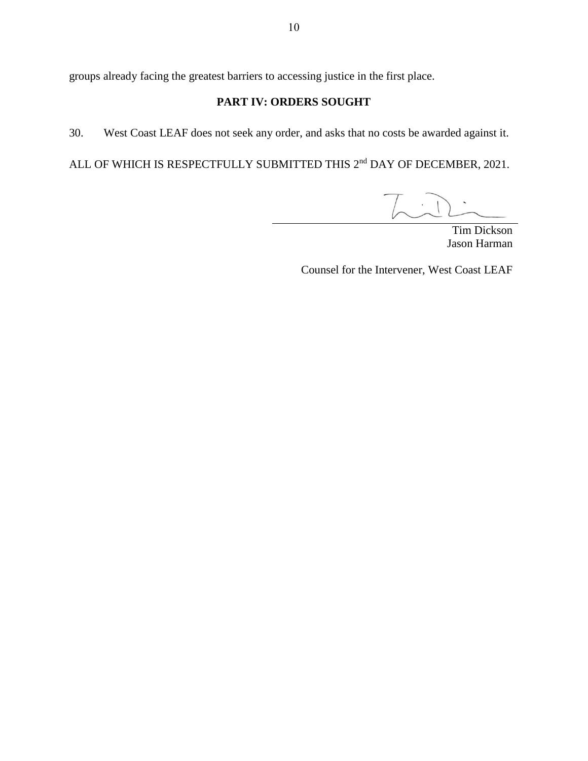groups already facing the greatest barriers to accessing justice in the first place.

## PART IV: ORDERS SOUGHT

30. West Coast LEAF does not seek any order, and asks that no costs be awarded against it.

ALL OF WHICH IS RESPECTFULLY SUBMITTED THIS 2nd DAY OF DECEMBER, 2021.

Tim Dickson
Jason Harman

Counsel for the Intervener, West Coast LEAF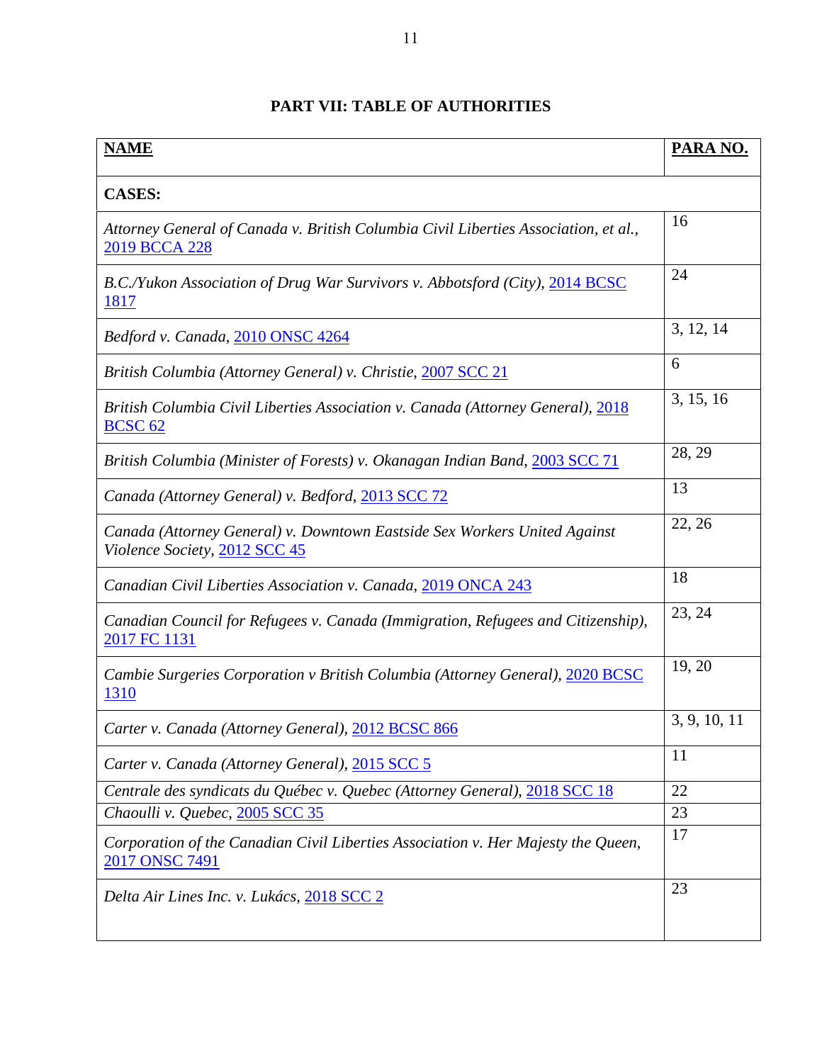## PART VII: TABLE OF AUTHORITIES

| **NAME** | **PARA NO.** |
|---|---|
| **CASES:** | |
| *Attorney General of Canada v. British Columbia Civil Liberties Association, et al.*, 2019 BCCA 228 | 16 |
| *B.C./Yukon Association of Drug War Survivors v. Abbotsford (City)*, 2014 BCSC 1817 | 24 |
| *Bedford v. Canada*, 2010 ONSC 4264 | 3, 12, 14 |
| *British Columbia (Attorney General) v. Christie*, 2007 SCC 21 | 6 |
| *British Columbia Civil Liberties Association v. Canada (Attorney General)*, 2018 BCSC 62 | 3, 15, 16 |
| *British Columbia (Minister of Forests) v. Okanagan Indian Band*, 2003 SCC 71 | 28, 29 |
| *Canada (Attorney General) v. Bedford*, 2013 SCC 72 | 13 |
| *Canada (Attorney General) v. Downtown Eastside Sex Workers United Against Violence Society*, 2012 SCC 45 | 22, 26 |
| *Canadian Civil Liberties Association v. Canada*, 2019 ONCA 243 | 18 |
| *Canadian Council for Refugees v. Canada (Immigration, Refugees and Citizenship)*, 2017 FC 1131 | 23, 24 |
| *Cambie Surgeries Corporation v British Columbia (Attorney General)*, 2020 BCSC 1310 | 19, 20 |
| *Carter v. Canada (Attorney General)*, 2012 BCSC 866 | 3, 9, 10, 11 |
| *Carter v. Canada (Attorney General)*, 2015 SCC 5 | 11 |
| *Centrale des syndicats du Québec v. Quebec (Attorney General)*, 2018 SCC 18 | 22 |
| *Chaoulli v. Quebec*, 2005 SCC 35 | 23 |
| *Corporation of the Canadian Civil Liberties Association v. Her Majesty the Queen*, 2017 ONSC 7491 | 17 |
| *Delta Air Lines Inc. v. Lukács*, 2018 SCC 2 | 23 |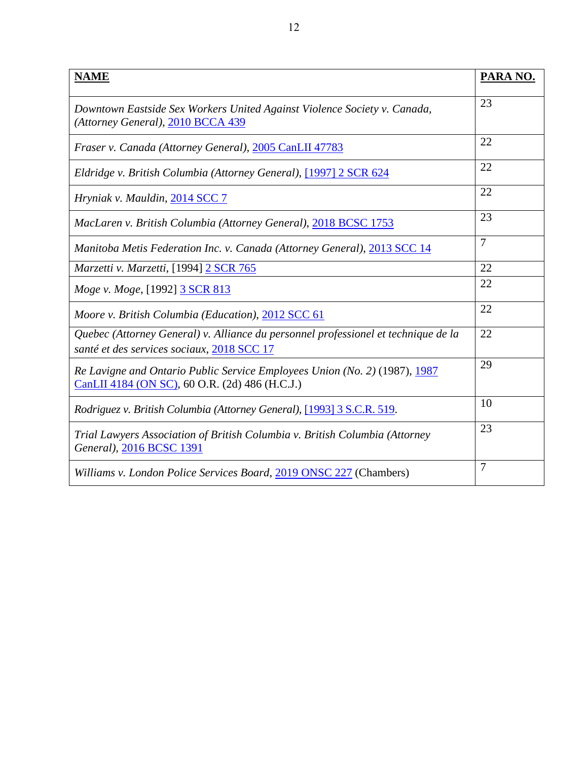| **NAME** | **PARA NO.** |
|---|---|
| *Downtown Eastside Sex Workers United Against Violence Society v. Canada, (Attorney General)*, 2010 BCCA 439 | 23 |
| *Fraser v. Canada (Attorney General)*, 2005 CanLII 47783 | 22 |
| *Eldridge v. British Columbia (Attorney General)*, [1997] 2 SCR 624 | 22 |
| *Hryniak v. Mauldin*, 2014 SCC 7 | 22 |
| *MacLaren v. British Columbia (Attorney General)*, 2018 BCSC 1753 | 23 |
| *Manitoba Metis Federation Inc. v. Canada (Attorney General)*, 2013 SCC 14 | 7 |
| *Marzetti v. Marzetti*, [1994] 2 SCR 765 | 22 |
| *Moge v. Moge*, [1992] 3 SCR 813 | 22 |
| *Moore v. British Columbia (Education)*, 2012 SCC 61 | 22 |
| *Quebec (Attorney General) v. Alliance du personnel professionel et technique de la santé et des services sociaux*, 2018 SCC 17 | 22 |
| *Re Lavigne and Ontario Public Service Employees Union (No. 2)* (1987), 1987 CanLII 4184 (ON SC), 60 O.R. (2d) 486 (H.C.J.) | 29 |
| *Rodriguez v. British Columbia (Attorney General)*, [1993] 3 S.C.R. 519. | 10 |
| *Trial Lawyers Association of British Columbia v. British Columbia (Attorney General)*, 2016 BCSC 1391 | 23 |
| *Williams v. London Police Services Board*, 2019 ONSC 227 (Chambers) | 7 |